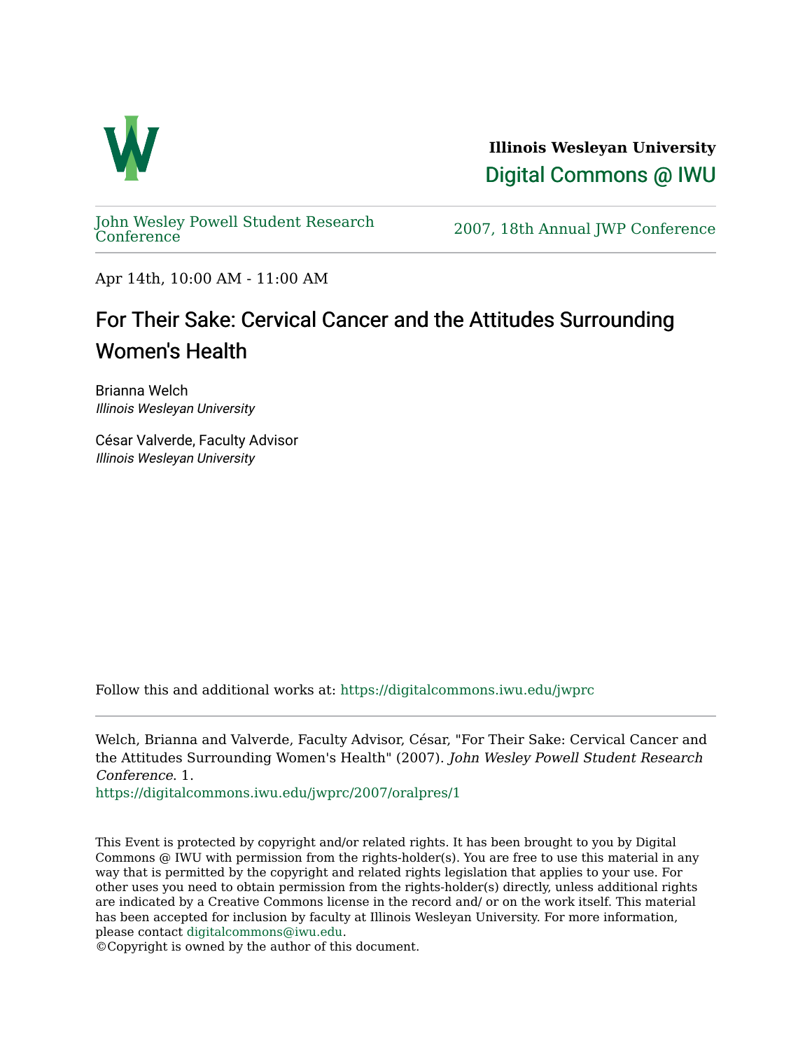**Illinois Wesleyan University**

Digital Commons @ IWU

John Wesley Powell Student Research Conference

2007, 18th Annual JWP Conference

Apr 14th, 10:00 AM - 11:00 AM

# For Their Sake: Cervical Cancer and the Attitudes Surrounding Women's Health

Brianna Welch
*Illinois Wesleyan University*

César Valverde, Faculty Advisor
*Illinois Wesleyan University*

Follow this and additional works at: https://digitalcommons.iwu.edu/jwprc

Welch, Brianna and Valverde, Faculty Advisor, César, "For Their Sake: Cervical Cancer and the Attitudes Surrounding Women's Health" (2007). *John Wesley Powell Student Research Conference*. 1.
https://digitalcommons.iwu.edu/jwprc/2007/oralpres/1

This Event is protected by copyright and/or related rights. It has been brought to you by Digital Commons @ IWU with permission from the rights-holder(s). You are free to use this material in any way that is permitted by the copyright and related rights legislation that applies to your use. For other uses you need to obtain permission from the rights-holder(s) directly, unless additional rights are indicated by a Creative Commons license in the record and/ or on the work itself. This material has been accepted for inclusion by faculty at Illinois Wesleyan University. For more information, please contact digitalcommons@iwu.edu.
©Copyright is owned by the author of this document.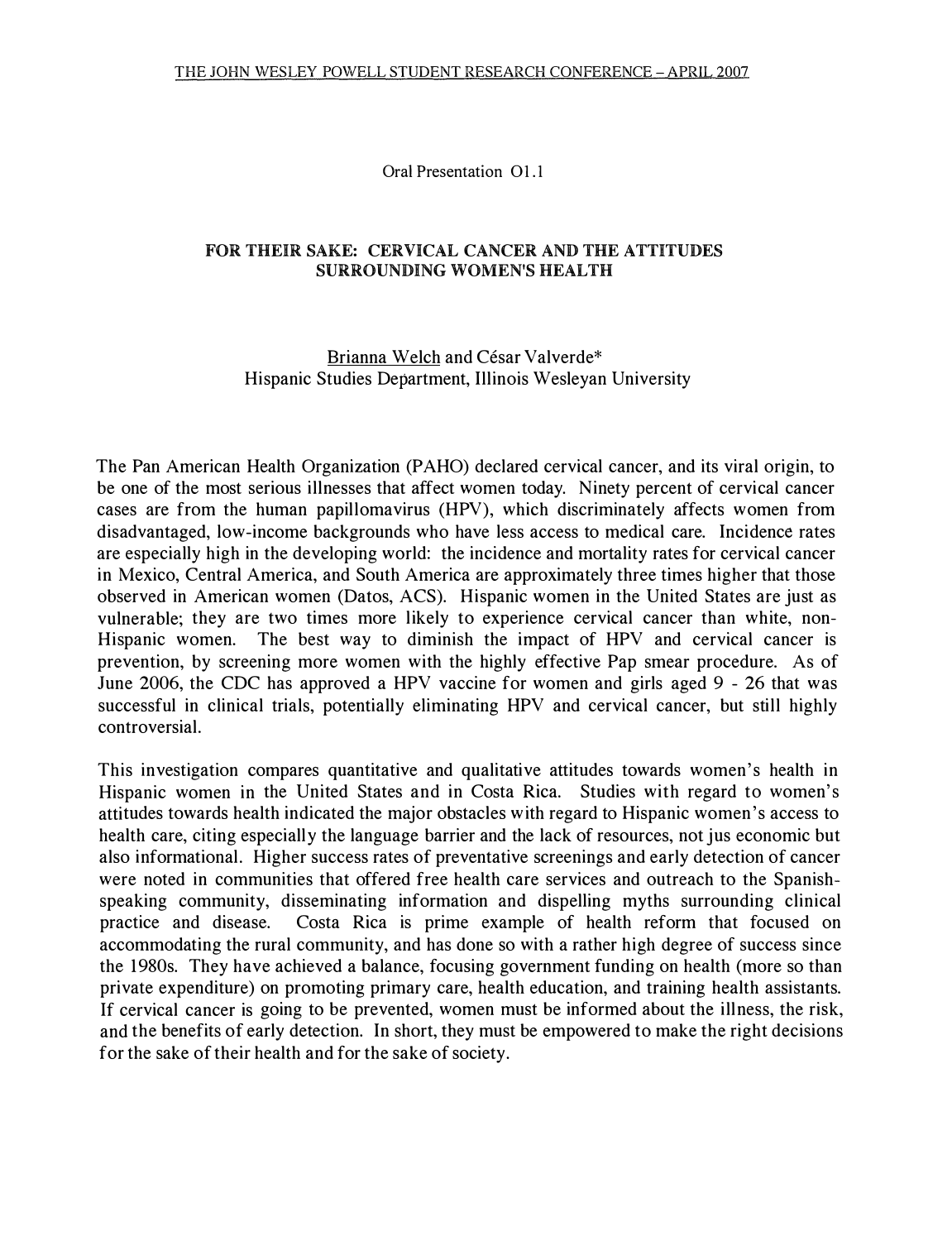Oral Presentation O1.1

## FOR THEIR SAKE: CERVICAL CANCER AND THE ATTITUDES SURROUNDING WOMEN'S HEALTH

Brianna Welch and César Valverde*
Hispanic Studies Department, Illinois Wesleyan University

The Pan American Health Organization (PAHO) declared cervical cancer, and its viral origin, to be one of the most serious illnesses that affect women today. Ninety percent of cervical cancer cases are from the human papillomavirus (HPV), which discriminately affects women from disadvantaged, low-income backgrounds who have less access to medical care. Incidence rates are especially high in the developing world: the incidence and mortality rates for cervical cancer in Mexico, Central America, and South America are approximately three times higher that those observed in American women (Datos, ACS). Hispanic women in the United States are just as vulnerable; they are two times more likely to experience cervical cancer than white, non-Hispanic women. The best way to diminish the impact of HPV and cervical cancer is prevention, by screening more women with the highly effective Pap smear procedure. As of June 2006, the CDC has approved a HPV vaccine for women and girls aged 9 - 26 that was successful in clinical trials, potentially eliminating HPV and cervical cancer, but still highly controversial.

This investigation compares quantitative and qualitative attitudes towards women's health in Hispanic women in the United States and in Costa Rica. Studies with regard to women's attitudes towards health indicated the major obstacles with regard to Hispanic women's access to health care, citing especially the language barrier and the lack of resources, not jus economic but also informational. Higher success rates of preventative screenings and early detection of cancer were noted in communities that offered free health care services and outreach to the Spanish-speaking community, disseminating information and dispelling myths surrounding clinical practice and disease. Costa Rica is prime example of health reform that focused on accommodating the rural community, and has done so with a rather high degree of success since the 1980s. They have achieved a balance, focusing government funding on health (more so than private expenditure) on promoting primary care, health education, and training health assistants. If cervical cancer is going to be prevented, women must be informed about the illness, the risk, and the benefits of early detection. In short, they must be empowered to make the right decisions for the sake of their health and for the sake of society.